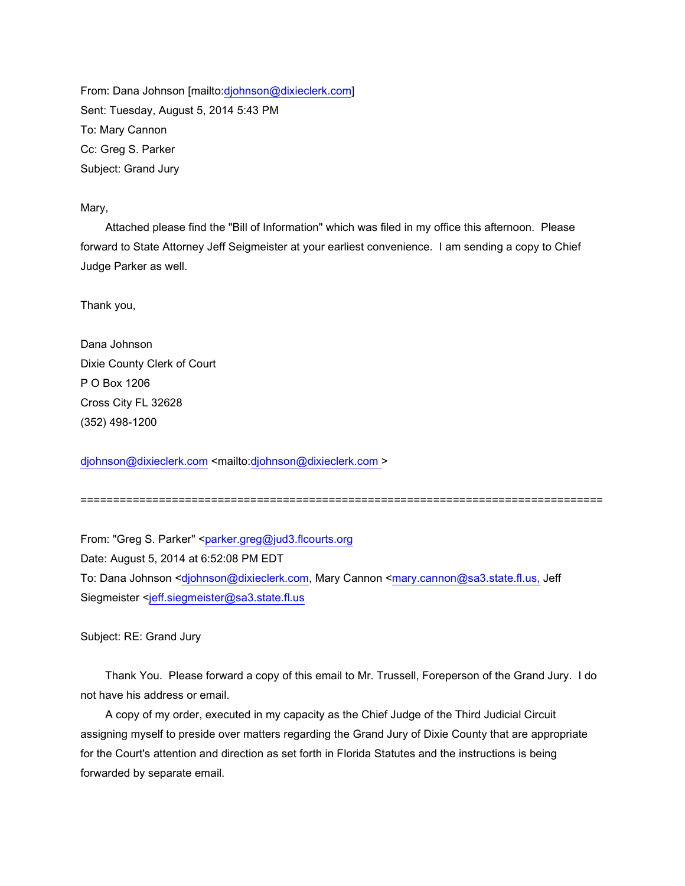From: Dana Johnson [mailto:djohnson@dixieclerk.com]
Sent: Tuesday, August 5, 2014 5:43 PM
To: Mary Cannon
Cc: Greg S. Parker
Subject: Grand Jury

Mary,

Attached please find the "Bill of Information" which was filed in my office this afternoon. Please forward to State Attorney Jeff Seigmeister at your earliest convenience. I am sending a copy to Chief Judge Parker as well.

Thank you,

Dana Johnson
Dixie County Clerk of Court
P O Box 1206
Cross City FL 32628
(352) 498-1200

djohnson@dixieclerk.com <mailto:djohnson@dixieclerk.com >

==============================================================================

From: "Greg S. Parker" <parker.greg@jud3.flcourts.org
Date: August 5, 2014 at 6:52:08 PM EDT
To: Dana Johnson <djohnson@dixieclerk.com, Mary Cannon <mary.cannon@sa3.state.fl.us, Jeff Siegmeister <jeff.siegmeister@sa3.state.fl.us

Subject: RE: Grand Jury

Thank You. Please forward a copy of this email to Mr. Trussell, Foreperson of the Grand Jury. I do not have his address or email.

A copy of my order, executed in my capacity as the Chief Judge of the Third Judicial Circuit assigning myself to preside over matters regarding the Grand Jury of Dixie County that are appropriate for the Court's attention and direction as set forth in Florida Statutes and the instructions is being forwarded by separate email.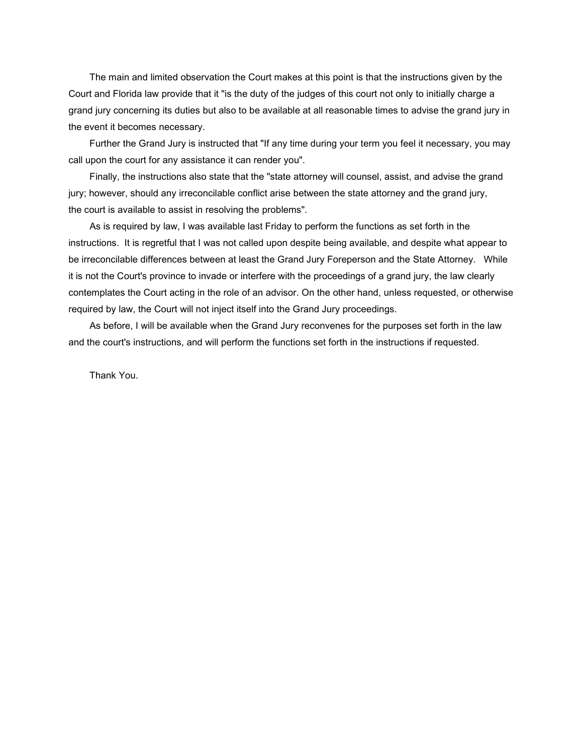The main and limited observation the Court makes at this point is that the instructions given by the Court and Florida law provide that it "is the duty of the judges of this court not only to initially charge a grand jury concerning its duties but also to be available at all reasonable times to advise the grand jury in the event it becomes necessary.

Further the Grand Jury is instructed that "If any time during your term you feel it necessary, you may call upon the court for any assistance it can render you".

Finally, the instructions also state that the "state attorney will counsel, assist, and advise the grand jury; however, should any irreconcilable conflict arise between the state attorney and the grand jury, the court is available to assist in resolving the problems".

As is required by law, I was available last Friday to perform the functions as set forth in the instructions. It is regretful that I was not called upon despite being available, and despite what appear to be irreconcilable differences between at least the Grand Jury Foreperson and the State Attorney. While it is not the Court's province to invade or interfere with the proceedings of a grand jury, the law clearly contemplates the Court acting in the role of an advisor. On the other hand, unless requested, or otherwise required by law, the Court will not inject itself into the Grand Jury proceedings.

As before, I will be available when the Grand Jury reconvenes for the purposes set forth in the law and the court's instructions, and will perform the functions set forth in the instructions if requested.

Thank You.